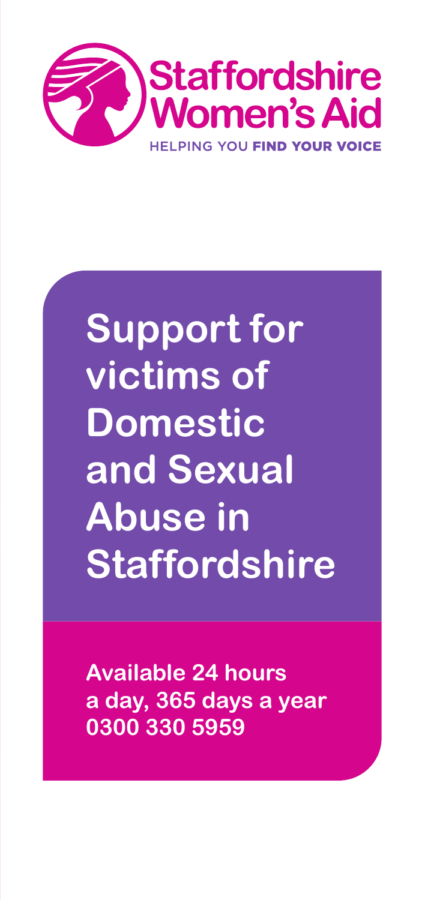Staffordshire Women's Aid

HELPING YOU **FIND YOUR VOICE**

# Support for victims of Domestic and Sexual Abuse in Staffordshire

**Available 24 hours a day, 365 days a year**
**0300 330 5959**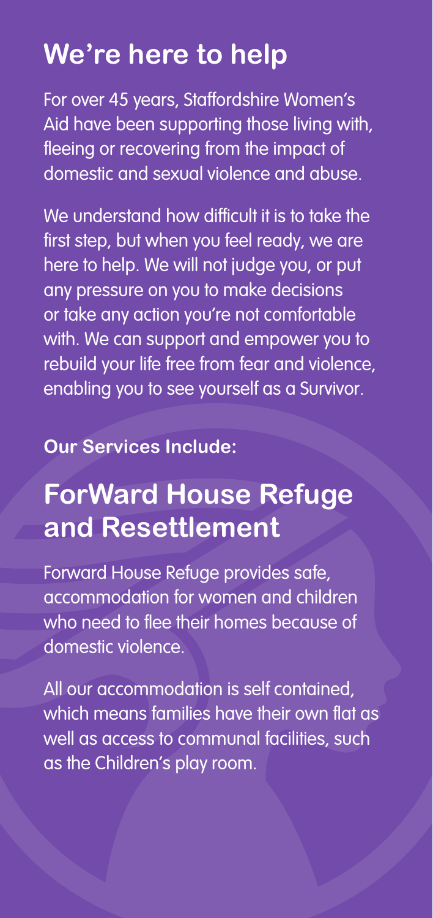## We're here to help

For over 45 years, Staffordshire Women's Aid have been supporting those living with, fleeing or recovering from the impact of domestic and sexual violence and abuse.

We understand how difficult it is to take the first step, but when you feel ready, we are here to help. We will not judge you, or put any pressure on you to make decisions or take any action you're not comfortable with. We can support and empower you to rebuild your life free from fear and violence, enabling you to see yourself as a Survivor.

**Our Services Include:**

## ForWard House Refuge and Resettlement

Forward House Refuge provides safe, accommodation for women and children who need to flee their homes because of domestic violence.

All our accommodation is self contained, which means families have their own flat as well as access to communal facilities, such as the Children's play room.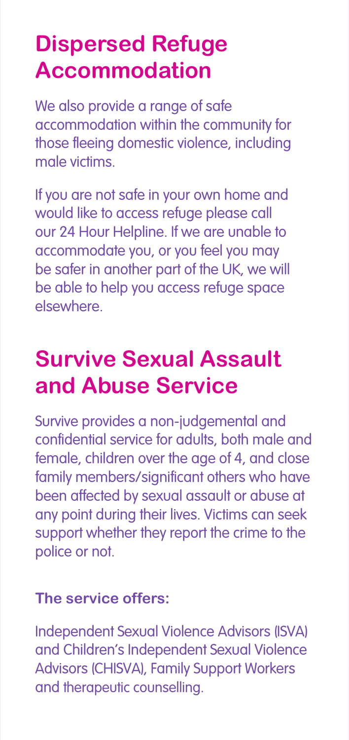## Dispersed Refuge Accommodation

We also provide a range of safe accommodation within the community for those fleeing domestic violence, including male victims.

If you are not safe in your own home and would like to access refuge please call our 24 Hour Helpline. If we are unable to accommodate you, or you feel you may be safer in another part of the UK, we will be able to help you access refuge space elsewhere.

## Survive Sexual Assault and Abuse Service

Survive provides a non-judgemental and confidential service for adults, both male and female, children over the age of 4, and close family members/significant others who have been affected by sexual assault or abuse at any point during their lives. Victims can seek support whether they report the crime to the police or not.

**The service offers:**

Independent Sexual Violence Advisors (ISVA) and Children's Independent Sexual Violence Advisors (CHISVA), Family Support Workers and therapeutic counselling.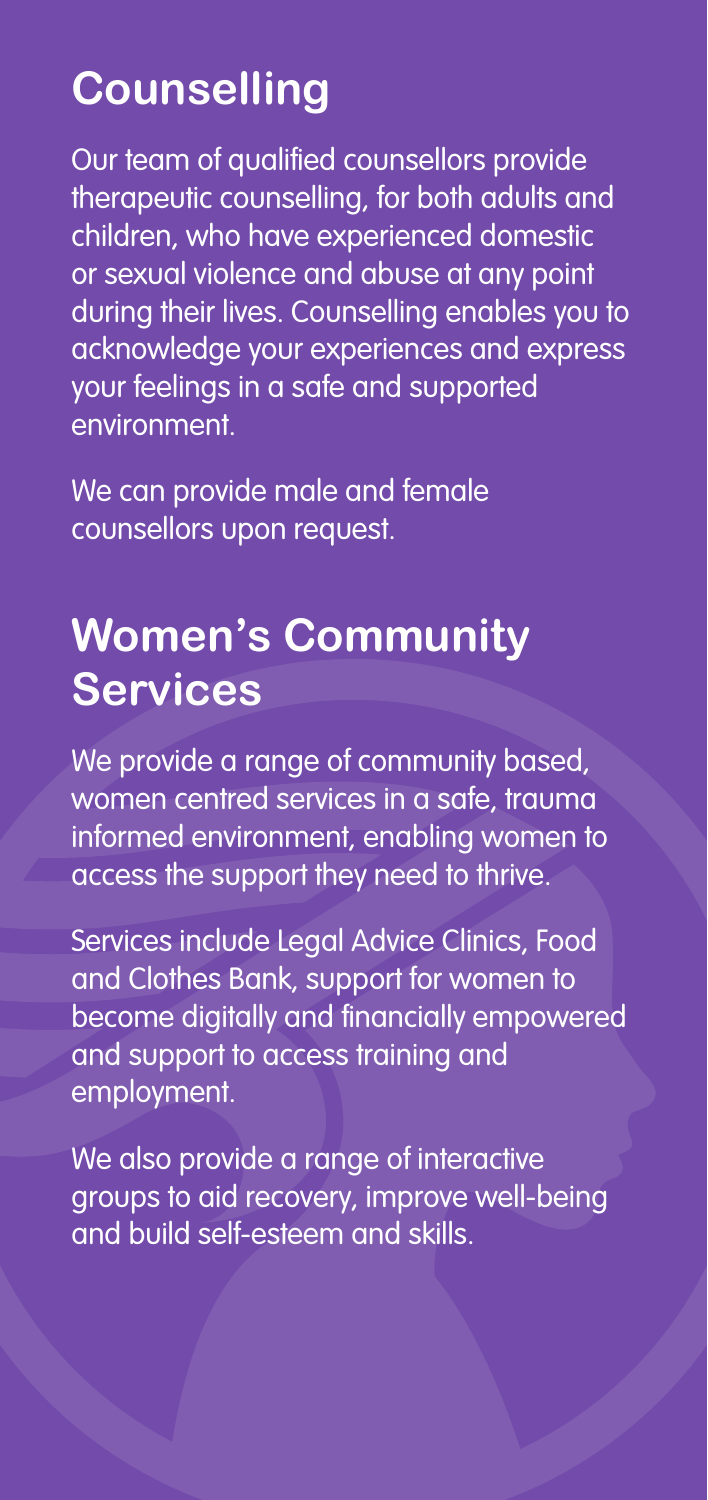## Counselling

Our team of qualified counsellors provide therapeutic counselling, for both adults and children, who have experienced domestic or sexual violence and abuse at any point during their lives. Counselling enables you to acknowledge your experiences and express your feelings in a safe and supported environment.

We can provide male and female counsellors upon request.

## Women's Community Services

We provide a range of community based, women centred services in a safe, trauma informed environment, enabling women to access the support they need to thrive.

Services include Legal Advice Clinics, Food and Clothes Bank, support for women to become digitally and financially empowered and support to access training and employment.

We also provide a range of interactive groups to aid recovery, improve well-being and build self-esteem and skills.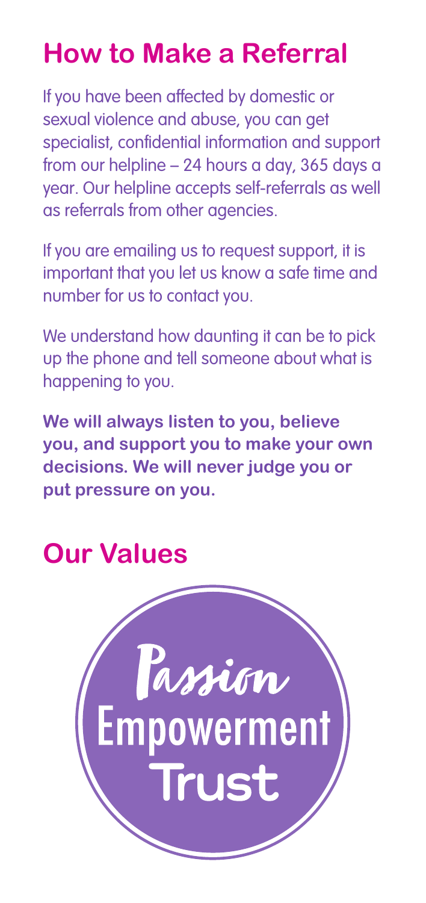## How to Make a Referral

If you have been affected by domestic or sexual violence and abuse, you can get specialist, confidential information and support from our helpline – 24 hours a day, 365 days a year. Our helpline accepts self-referrals as well as referrals from other agencies.

If you are emailing us to request support, it is important that you let us know a safe time and number for us to contact you.

We understand how daunting it can be to pick up the phone and tell someone about what is happening to you.

**We will always listen to you, believe you, and support you to make your own decisions. We will never judge you or put pressure on you.**

## Our Values

Passion

Empowerment

Trust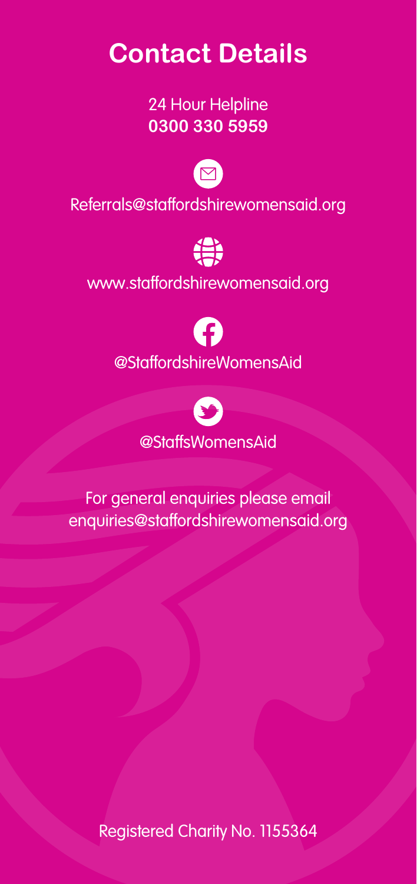# Contact Details

24 Hour Helpline
**0300 330 5959**

Referrals@staffordshirewomensaid.org

www.staffordshirewomensaid.org

@StaffordshireWomensAid

@StaffsWomensAid

For general enquiries please email
enquiries@staffordshirewomensaid.org

Registered Charity No. 1155364